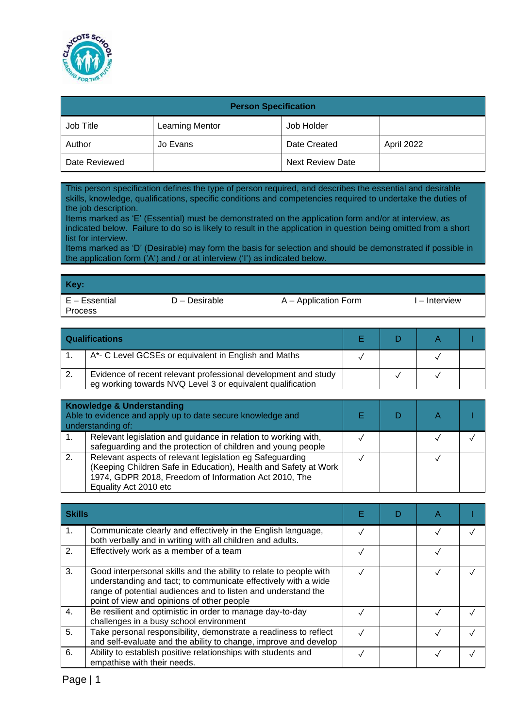| Person Specification | | | |
|---|---|---|---|
| Job Title | Learning Mentor | Job Holder | |
| Author | Jo Evans | Date Created | April 2022 |
| Date Reviewed | | Next Review Date | |

This person specification defines the type of person required, and describes the essential and desirable skills, knowledge, qualifications, specific conditions and competencies required to undertake the duties of the job description.
Items marked as 'E' (Essential) must be demonstrated on the application form and/or at interview, as indicated below. Failure to do so is likely to result in the application in question being omitted from a short list for interview.
Items marked as 'D' (Desirable) may form the basis for selection and should be demonstrated if possible in the application form ('A') and / or at interview ('I') as indicated below.

| Key: | | | |
|---|---|---|---|
| E – Essential | D – Desirable | A – Application Form | I – Interview Process |

| | **Qualifications** | E | D | A | I |
|---|---|---|---|---|---|
| 1. | A*- C Level GCSEs or equivalent in English and Maths | ✓ | | ✓ | |
| 2. | Evidence of recent relevant professional development and study eg working towards NVQ Level 3 or equivalent qualification | | ✓ | ✓ | |

| | **Knowledge & Understanding** Able to evidence and apply up to date secure knowledge and understanding of: | E | D | A | I |
|---|---|---|---|---|---|
| 1. | Relevant legislation and guidance in relation to working with, safeguarding and the protection of children and young people | ✓ | | ✓ | ✓ |
| 2. | Relevant aspects of relevant legislation eg Safeguarding (Keeping Children Safe in Education), Health and Safety at Work 1974, GDPR 2018, Freedom of Information Act 2010, The Equality Act 2010 etc | ✓ | | ✓ | |

| | **Skills** | E | D | A | I |
|---|---|---|---|---|---|
| 1. | Communicate clearly and effectively in the English language, both verbally and in writing with all children and adults. | ✓ | | ✓ | ✓ |
| 2. | Effectively work as a member of a team | ✓ | | ✓ | |
| 3. | Good interpersonal skills and the ability to relate to people with understanding and tact; to communicate effectively with a wide range of potential audiences and to listen and understand the point of view and opinions of other people | ✓ | | ✓ | ✓ |
| 4. | Be resilient and optimistic in order to manage day-to-day challenges in a busy school environment | ✓ | | ✓ | ✓ |
| 5. | Take personal responsibility, demonstrate a readiness to reflect and self-evaluate and the ability to change, improve and develop | ✓ | | ✓ | ✓ |
| 6. | Ability to establish positive relationships with students and empathise with their needs. | ✓ | | ✓ | ✓ |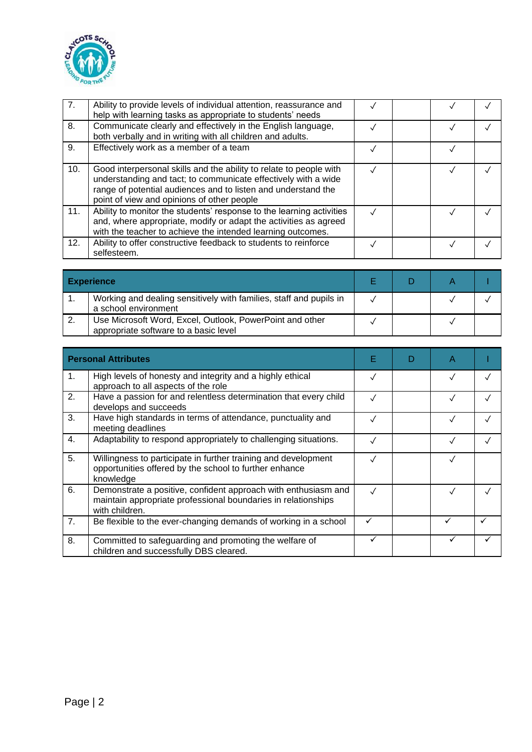| | | E | D | A | I |
|---|---|---|---|---|---|
| 7. | Ability to provide levels of individual attention, reassurance and help with learning tasks as appropriate to students' needs | ✓ | | ✓ | ✓ |
| 8. | Communicate clearly and effectively in the English language, both verbally and in writing with all children and adults. | ✓ | | ✓ | ✓ |
| 9. | Effectively work as a member of a team | ✓ | | ✓ | |
| 10. | Good interpersonal skills and the ability to relate to people with understanding and tact; to communicate effectively with a wide range of potential audiences and to listen and understand the point of view and opinions of other people | ✓ | | ✓ | ✓ |
| 11. | Ability to monitor the students' response to the learning activities and, where appropriate, modify or adapt the activities as agreed with the teacher to achieve the intended learning outcomes. | ✓ | | ✓ | ✓ |
| 12. | Ability to offer constructive feedback to students to reinforce selfesteem. | ✓ | | ✓ | ✓ |

| **Experience** | | E | D | A | I |
|---|---|---|---|---|---|
| 1. | Working and dealing sensitively with families, staff and pupils in a school environment | ✓ | | ✓ | ✓ |
| 2. | Use Microsoft Word, Excel, Outlook, PowerPoint and other appropriate software to a basic level | ✓ | | ✓ | |

| **Personal Attributes** | | E | D | A | I |
|---|---|---|---|---|---|
| 1. | High levels of honesty and integrity and a highly ethical approach to all aspects of the role | ✓ | | ✓ | ✓ |
| 2. | Have a passion for and relentless determination that every child develops and succeeds | ✓ | | ✓ | ✓ |
| 3. | Have high standards in terms of attendance, punctuality and meeting deadlines | ✓ | | ✓ | ✓ |
| 4. | Adaptability to respond appropriately to challenging situations. | ✓ | | ✓ | ✓ |
| 5. | Willingness to participate in further training and development opportunities offered by the school to further enhance knowledge | ✓ | | ✓ | |
| 6. | Demonstrate a positive, confident approach with enthusiasm and maintain appropriate professional boundaries in relationships with children. | ✓ | | ✓ | ✓ |
| 7. | Be flexible to the ever-changing demands of working in a school | ✓ | | ✓ | ✓ |
| 8. | Committed to safeguarding and promoting the welfare of children and successfully DBS cleared. | ✓ | | ✓ | ✓ |